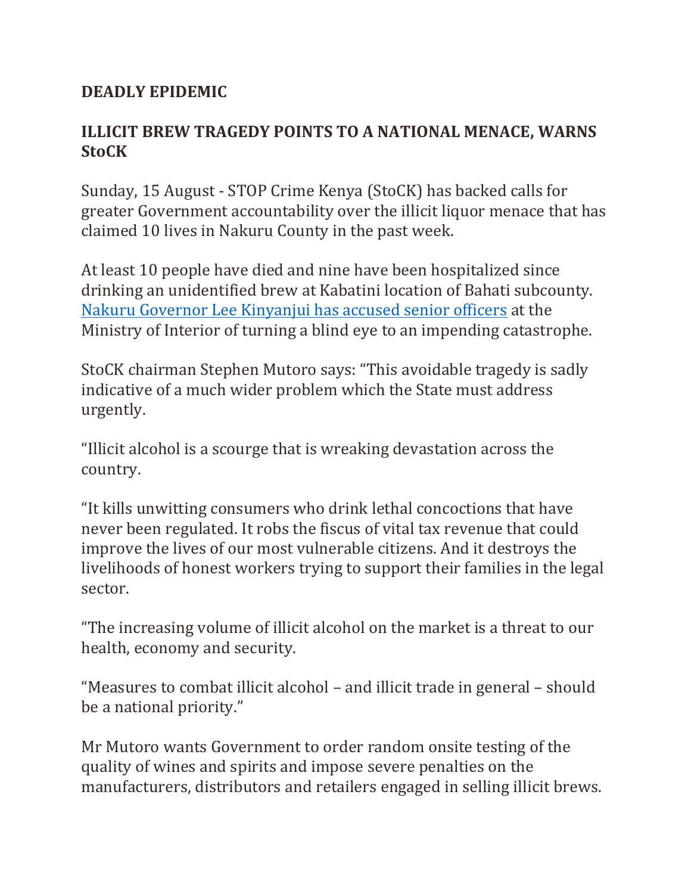**DEADLY EPIDEMIC**

**ILLICIT BREW TRAGEDY POINTS TO A NATIONAL MENACE, WARNS StoCK**

Sunday, 15 August - STOP Crime Kenya (StoCK) has backed calls for greater Government accountability over the illicit liquor menace that has claimed 10 lives in Nakuru County in the past week.

At least 10 people have died and nine have been hospitalized since drinking an unidentified brew at Kabatini location of Bahati subcounty. Nakuru Governor Lee Kinyanjui has accused senior officers at the Ministry of Interior of turning a blind eye to an impending catastrophe.

StoCK chairman Stephen Mutoro says: "This avoidable tragedy is sadly indicative of a much wider problem which the State must address urgently.

"Illicit alcohol is a scourge that is wreaking devastation across the country.

"It kills unwitting consumers who drink lethal concoctions that have never been regulated. It robs the fiscus of vital tax revenue that could improve the lives of our most vulnerable citizens. And it destroys the livelihoods of honest workers trying to support their families in the legal sector.

"The increasing volume of illicit alcohol on the market is a threat to our health, economy and security.

"Measures to combat illicit alcohol – and illicit trade in general – should be a national priority."

Mr Mutoro wants Government to order random onsite testing of the quality of wines and spirits and impose severe penalties on the manufacturers, distributors and retailers engaged in selling illicit brews.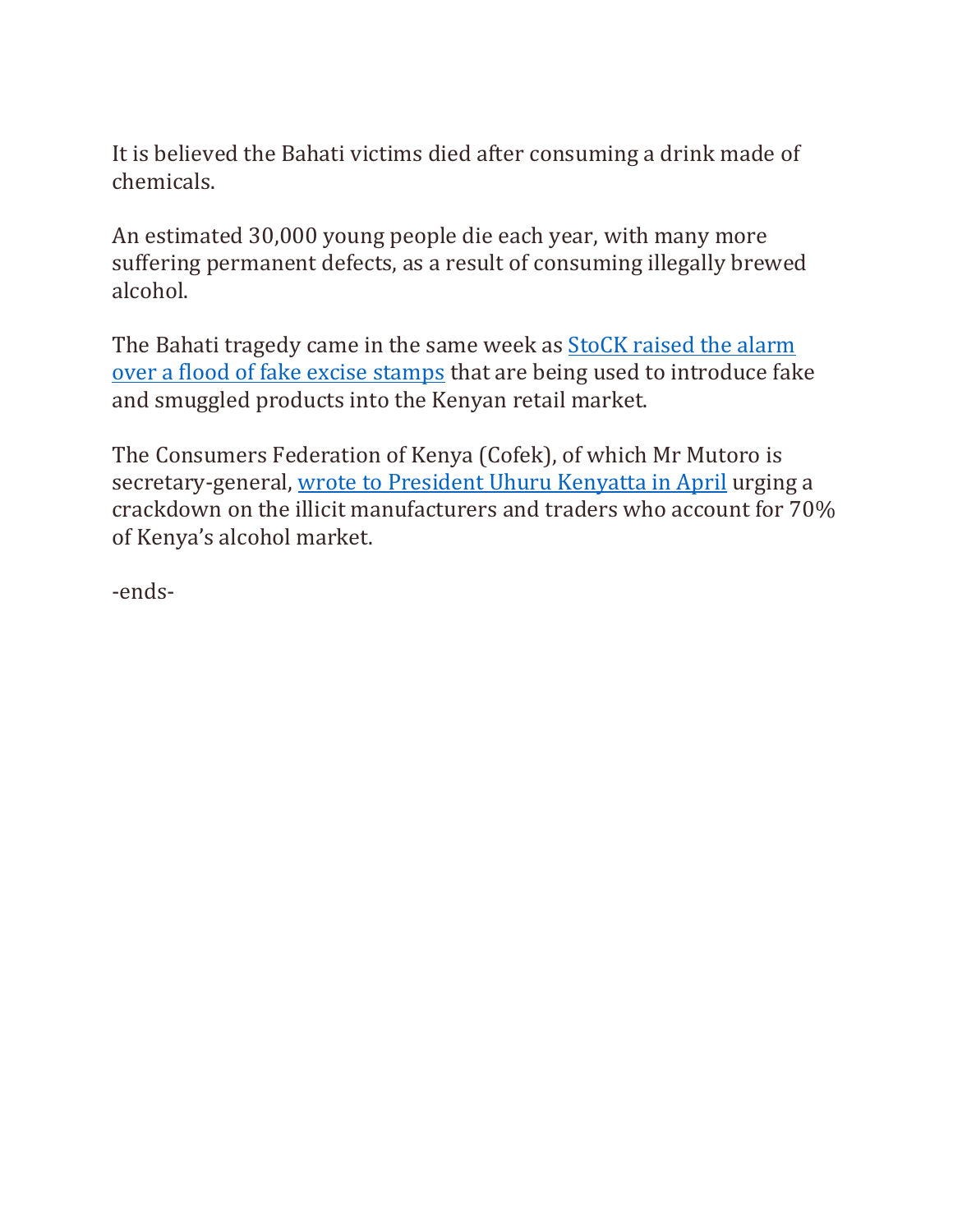It is believed the Bahati victims died after consuming a drink made of chemicals.

An estimated 30,000 young people die each year, with many more suffering permanent defects, as a result of consuming illegally brewed alcohol.

The Bahati tragedy came in the same week as StoCK raised the alarm over a flood of fake excise stamps that are being used to introduce fake and smuggled products into the Kenyan retail market.

The Consumers Federation of Kenya (Cofek), of which Mr Mutoro is secretary-general, wrote to President Uhuru Kenyatta in April urging a crackdown on the illicit manufacturers and traders who account for 70% of Kenya's alcohol market.

-ends-